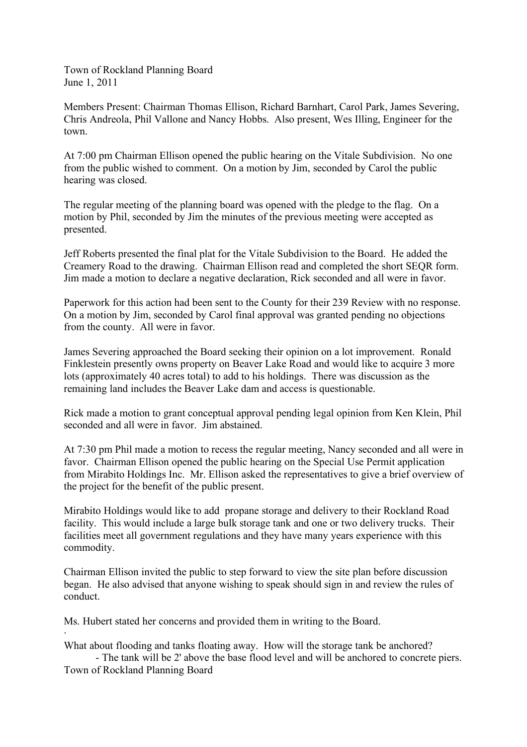Town of Rockland Planning Board
June 1, 2011

Members Present: Chairman Thomas Ellison, Richard Barnhart, Carol Park, James Severing, Chris Andreola, Phil Vallone and Nancy Hobbs. Also present, Wes Illing, Engineer for the town.

At 7:00 pm Chairman Ellison opened the public hearing on the Vitale Subdivision. No one from the public wished to comment. On a motion by Jim, seconded by Carol the public hearing was closed.

The regular meeting of the planning board was opened with the pledge to the flag. On a motion by Phil, seconded by Jim the minutes of the previous meeting were accepted as presented.

Jeff Roberts presented the final plat for the Vitale Subdivision to the Board. He added the Creamery Road to the drawing. Chairman Ellison read and completed the short SEQR form. Jim made a motion to declare a negative declaration, Rick seconded and all were in favor.

Paperwork for this action had been sent to the County for their 239 Review with no response. On a motion by Jim, seconded by Carol final approval was granted pending no objections from the county. All were in favor.

James Severing approached the Board seeking their opinion on a lot improvement. Ronald Finklestein presently owns property on Beaver Lake Road and would like to acquire 3 more lots (approximately 40 acres total) to add to his holdings. There was discussion as the remaining land includes the Beaver Lake dam and access is questionable.

Rick made a motion to grant conceptual approval pending legal opinion from Ken Klein, Phil seconded and all were in favor. Jim abstained.

At 7:30 pm Phil made a motion to recess the regular meeting, Nancy seconded and all were in favor. Chairman Ellison opened the public hearing on the Special Use Permit application from Mirabito Holdings Inc. Mr. Ellison asked the representatives to give a brief overview of the project for the benefit of the public present.

Mirabito Holdings would like to add propane storage and delivery to their Rockland Road facility. This would include a large bulk storage tank and one or two delivery trucks. Their facilities meet all government regulations and they have many years experience with this commodity.

Chairman Ellison invited the public to step forward to view the site plan before discussion began. He also advised that anyone wishing to speak should sign in and review the rules of conduct.

Ms. Hubert stated her concerns and provided them in writing to the Board.

What about flooding and tanks floating away. How will the storage tank be anchored?

- The tank will be 2' above the base flood level and will be anchored to concrete piers.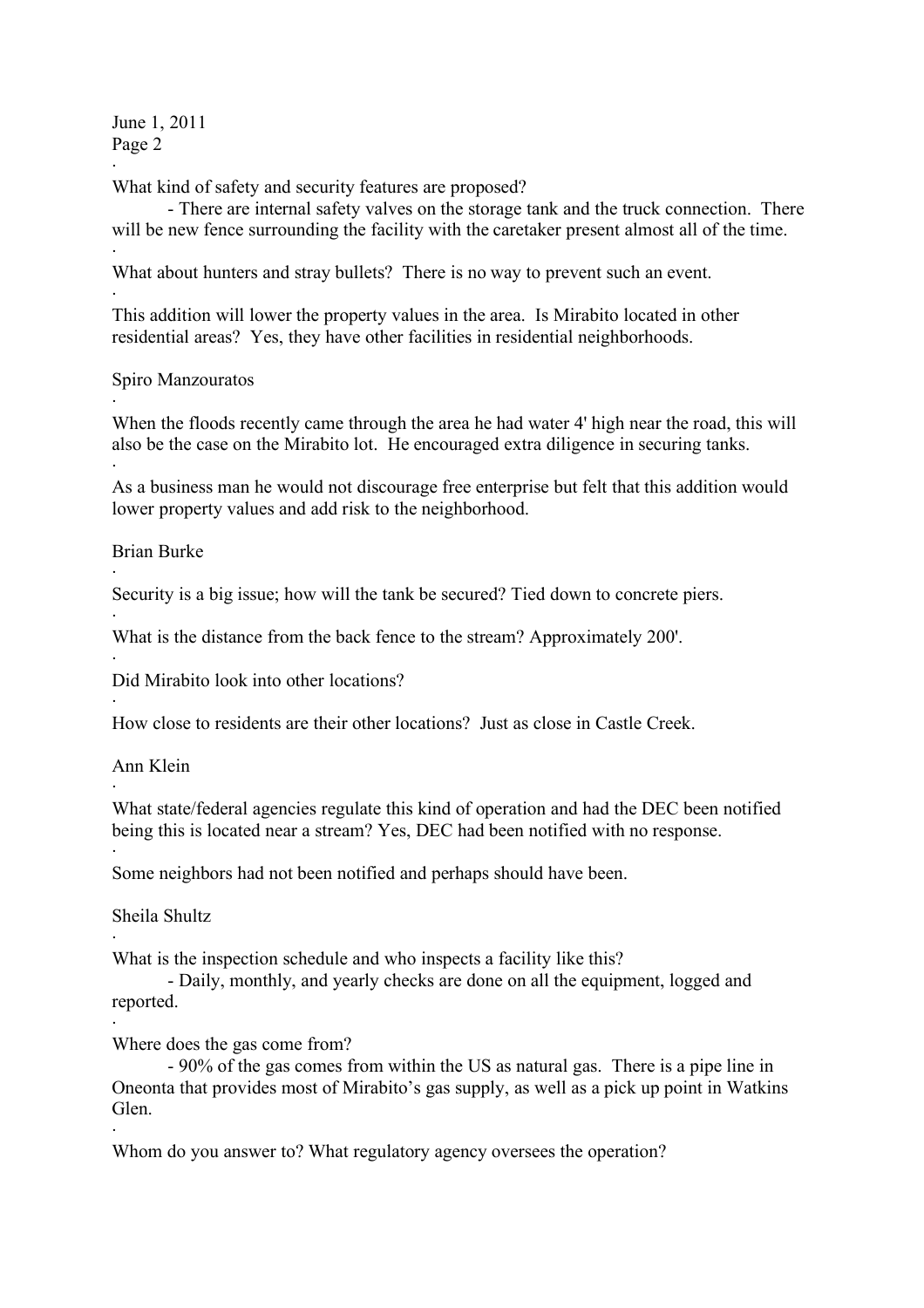·

What kind of safety and security features are proposed?

- There are internal safety valves on the storage tank and the truck connection. There will be new fence surrounding the facility with the caretaker present almost all of the time.

·

What about hunters and stray bullets? There is no way to prevent such an event.

·

This addition will lower the property values in the area. Is Mirabito located in other residential areas? Yes, they have other facilities in residential neighborhoods.

Spiro Manzouratos

·

When the floods recently came through the area he had water 4' high near the road, this will also be the case on the Mirabito lot. He encouraged extra diligence in securing tanks.

·

As a business man he would not discourage free enterprise but felt that this addition would lower property values and add risk to the neighborhood.

Brian Burke

·

Security is a big issue; how will the tank be secured? Tied down to concrete piers.

·

What is the distance from the back fence to the stream? Approximately 200'.

·

Did Mirabito look into other locations?

·

How close to residents are their other locations? Just as close in Castle Creek.

Ann Klein

·

What state/federal agencies regulate this kind of operation and had the DEC been notified being this is located near a stream? Yes, DEC had been notified with no response.

·

Some neighbors had not been notified and perhaps should have been.

Sheila Shultz

·

What is the inspection schedule and who inspects a facility like this?

- Daily, monthly, and yearly checks are done on all the equipment, logged and reported.

·

Where does the gas come from?

- 90% of the gas comes from within the US as natural gas. There is a pipe line in Oneonta that provides most of Mirabito's gas supply, as well as a pick up point in Watkins Glen.

·

Whom do you answer to? What regulatory agency oversees the operation?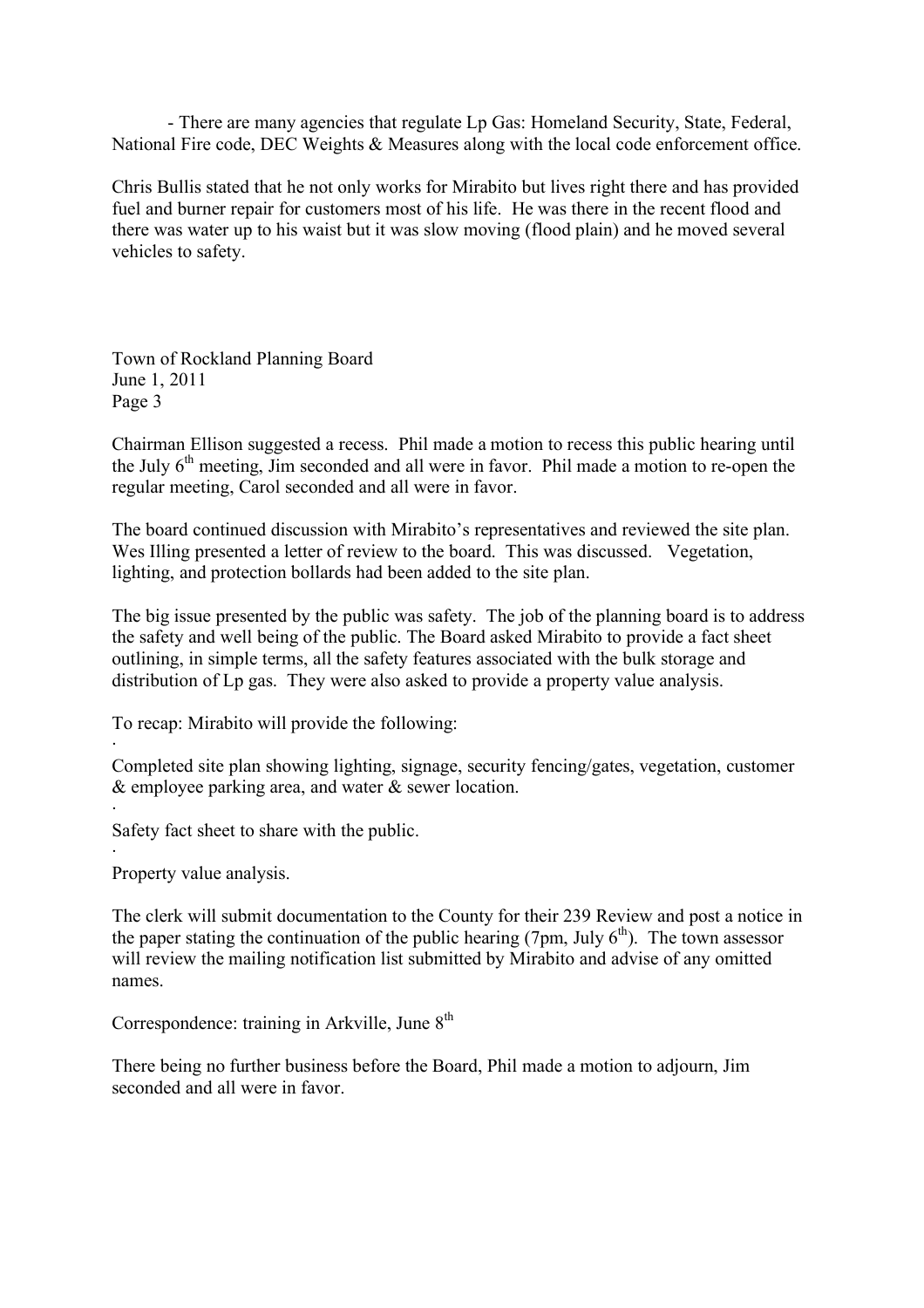- There are many agencies that regulate Lp Gas: Homeland Security, State, Federal, National Fire code, DEC Weights & Measures along with the local code enforcement office.

Chris Bullis stated that he not only works for Mirabito but lives right there and has provided fuel and burner repair for customers most of his life. He was there in the recent flood and there was water up to his waist but it was slow moving (flood plain) and he moved several vehicles to safety.

Chairman Ellison suggested a recess. Phil made a motion to recess this public hearing until the July 6th meeting, Jim seconded and all were in favor. Phil made a motion to re-open the regular meeting, Carol seconded and all were in favor.

The board continued discussion with Mirabito's representatives and reviewed the site plan. Wes Illing presented a letter of review to the board. This was discussed. Vegetation, lighting, and protection bollards had been added to the site plan.

The big issue presented by the public was safety. The job of the planning board is to address the safety and well being of the public. The Board asked Mirabito to provide a fact sheet outlining, in simple terms, all the safety features associated with the bulk storage and distribution of Lp gas. They were also asked to provide a property value analysis.

To recap: Mirabito will provide the following:

- Completed site plan showing lighting, signage, security fencing/gates, vegetation, customer & employee parking area, and water & sewer location.
- Safety fact sheet to share with the public.
- Property value analysis.

The clerk will submit documentation to the County for their 239 Review and post a notice in the paper stating the continuation of the public hearing (7pm, July 6th). The town assessor will review the mailing notification list submitted by Mirabito and advise of any omitted names.

Correspondence: training in Arkville, June 8th

There being no further business before the Board, Phil made a motion to adjourn, Jim seconded and all were in favor.